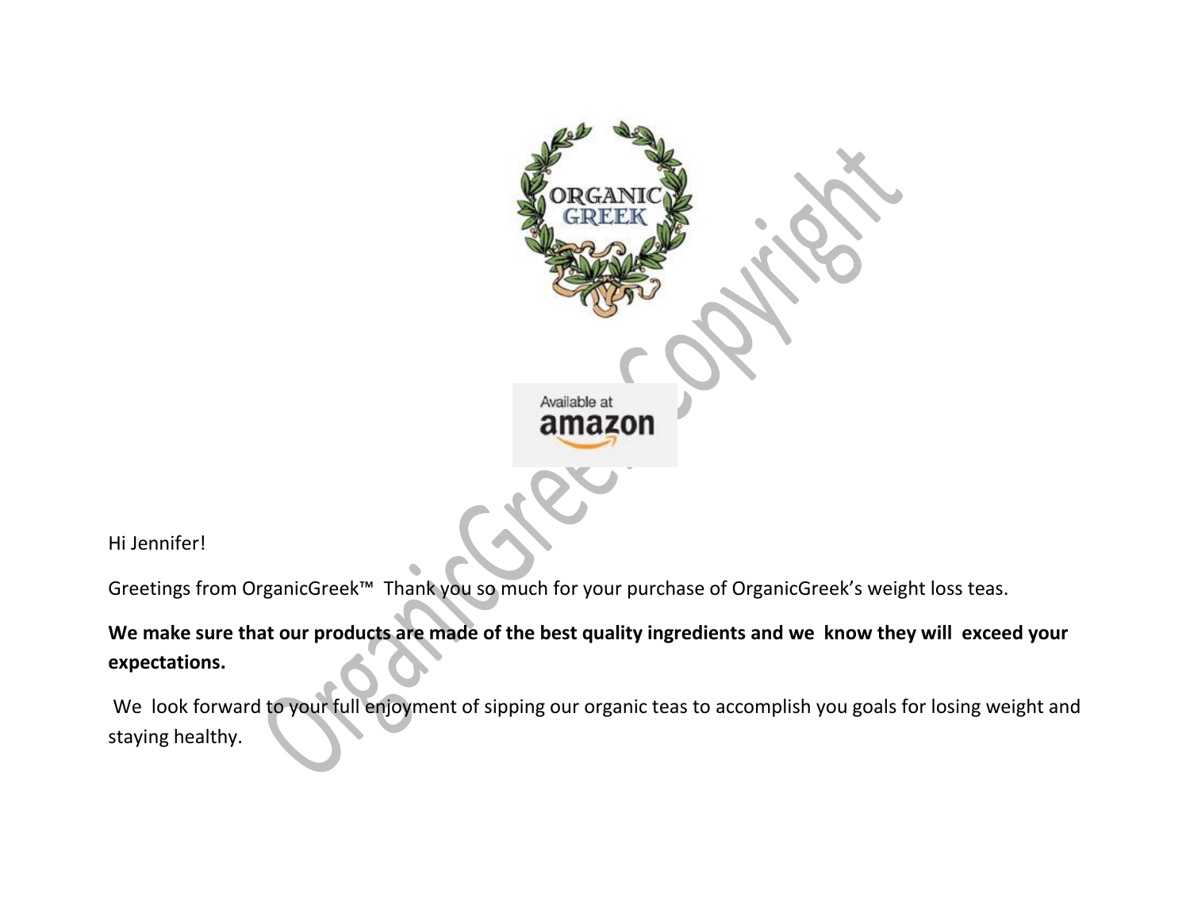Hi Jennifer!

Greetings from OrganicGreek™ Thank you so much for your purchase of OrganicGreek's weight loss teas.

**We make sure that our products are made of the best quality ingredients and we know they will exceed your expectations.**

We look forward to your full enjoyment of sipping our organic teas to accomplish you goals for losing weight and staying healthy.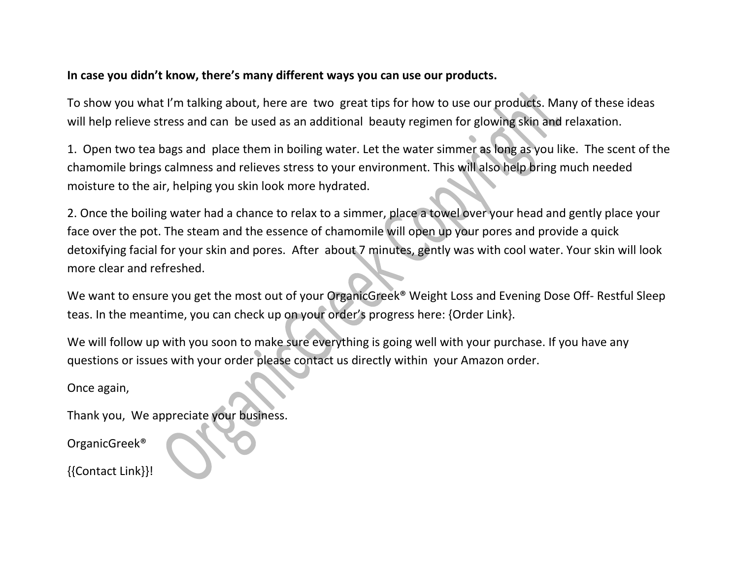**In case you didn't know, there's many different ways you can use our products.**

To show you what I'm talking about, here are two great tips for how to use our products. Many of these ideas will help relieve stress and can be used as an additional beauty regimen for glowing skin and relaxation.

1. Open two tea bags and place them in boiling water. Let the water simmer as long as you like. The scent of the chamomile brings calmness and relieves stress to your environment. This will also help bring much needed moisture to the air, helping you skin look more hydrated.

2. Once the boiling water had a chance to relax to a simmer, place a towel over your head and gently place your face over the pot. The steam and the essence of chamomile will open up your pores and provide a quick detoxifying facial for your skin and pores. After about 7 minutes, gently was with cool water. Your skin will look more clear and refreshed.

We want to ensure you get the most out of your OrganicGreek® Weight Loss and Evening Dose Off- Restful Sleep teas. In the meantime, you can check up on your order's progress here: {Order Link}.

We will follow up with you soon to make sure everything is going well with your purchase. If you have any questions or issues with your order please contact us directly within your Amazon order.

Once again,

Thank you, We appreciate your business.

OrganicGreek®

{{Contact Link}}!